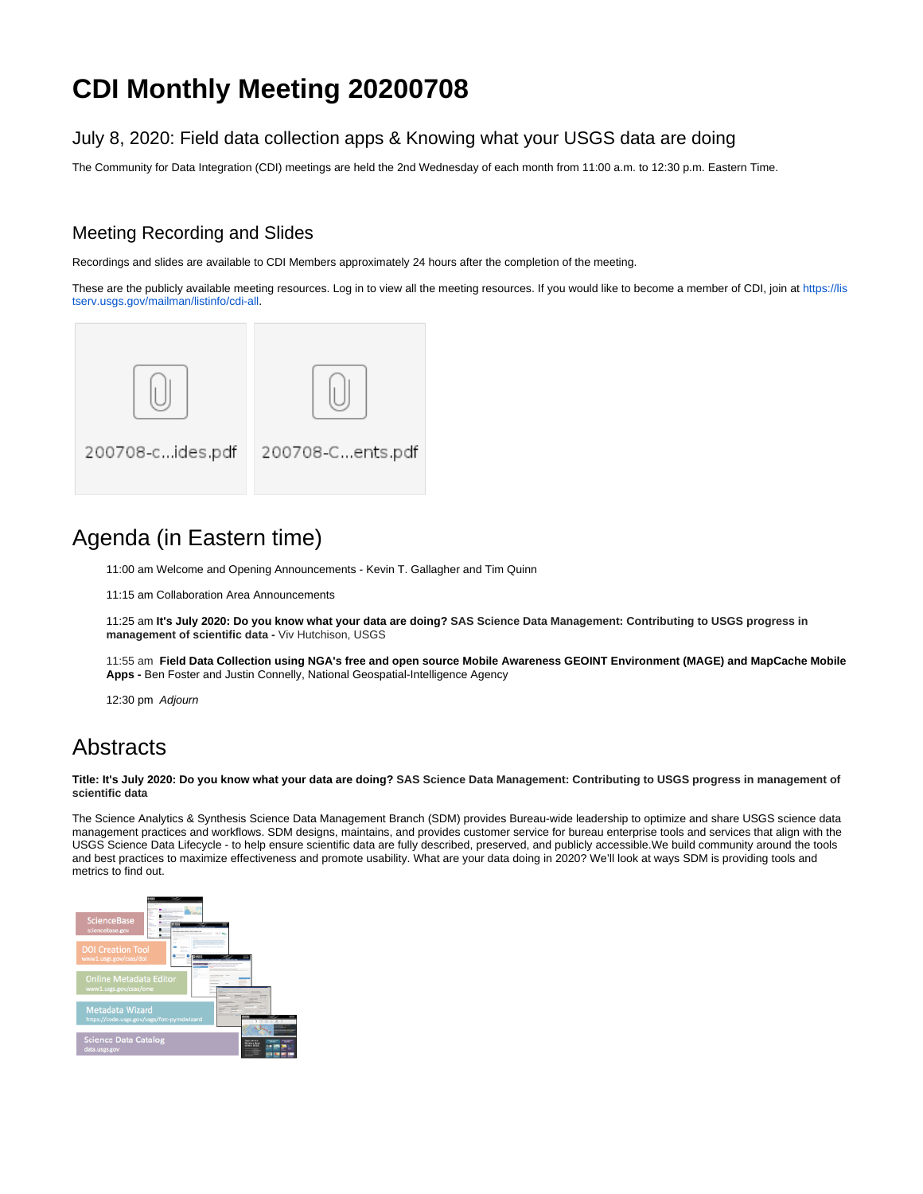# CDI Monthly Meeting 20200708

## July 8, 2020: Field data collection apps & Knowing what your USGS data are doing

The Community for Data Integration (CDI) meetings are held the 2nd Wednesday of each month from 11:00 a.m. to 12:30 p.m. Eastern Time.

## Meeting Recording and Slides

Recordings and slides are available to CDI Members approximately 24 hours after the completion of the meeting.

These are the publicly available meeting resources. Log in to view all the meeting resources. If you would like to become a member of CDI, join at https://listserv.usgs.gov/mailman/listinfo/cdi-all.

200708-c...ides.pdf

200708-C...ents.pdf

# Agenda (in Eastern time)

11:00 am Welcome and Opening Announcements - Kevin T. Gallagher and Tim Quinn

11:15 am Collaboration Area Announcements

11:25 am **It's July 2020: Do you know what your data are doing? SAS Science Data Management: Contributing to USGS progress in management of scientific data -** Viv Hutchison, USGS

11:55 am **Field Data Collection using NGA's free and open source Mobile Awareness GEOINT Environment (MAGE) and MapCache Mobile Apps -** Ben Foster and Justin Connelly, National Geospatial-Intelligence Agency

12:30 pm *Adjourn*

# Abstracts

**Title: It's July 2020: Do you know what your data are doing? SAS Science Data Management: Contributing to USGS progress in management of scientific data**

The Science Analytics & Synthesis Science Data Management Branch (SDM) provides Bureau-wide leadership to optimize and share USGS science data management practices and workflows. SDM designs, maintains, and provides customer service for bureau enterprise tools and services that align with the USGS Science Data Lifecycle - to help ensure scientific data are fully described, preserved, and publicly accessible.We build community around the tools and best practices to maximize effectiveness and promote usability. What are your data doing in 2020? We'll look at ways SDM is providing tools and metrics to find out.

ScienceBase
sciencebase.gov

DOI Creation Tool
www1.usgs.gov/csas/doi

Online Metadata Editor
www1.usgs.gov/csas/ome

Metadata Wizard
https://code.usgs.gov/usgs/fort-pymdwizard

Science Data Catalog
data.usgs.gov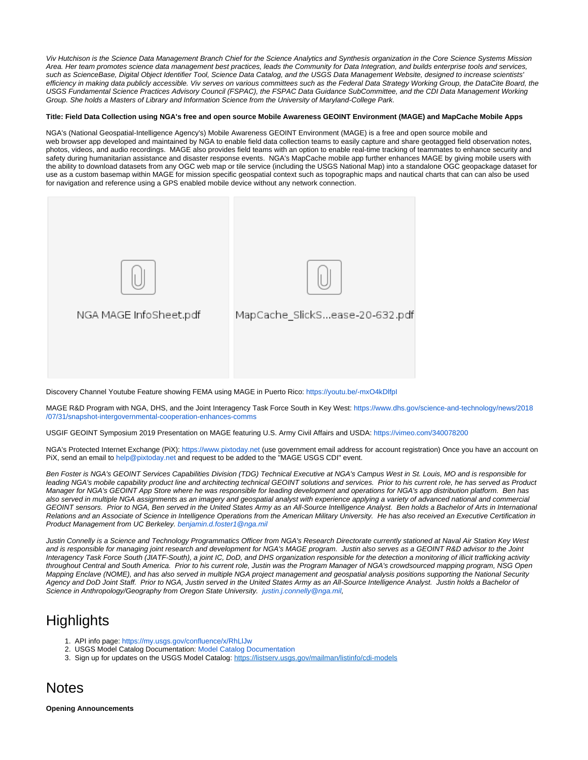*Viv Hutchison is the Science Data Management Branch Chief for the Science Analytics and Synthesis organization in the Core Science Systems Mission Area. Her team promotes science data management best practices, leads the Community for Data Integration, and builds enterprise tools and services, such as ScienceBase, Digital Object Identifier Tool, Science Data Catalog, and the USGS Data Management Website, designed to increase scientists' efficiency in making data publicly accessible. Viv serves on various committees such as the Federal Data Strategy Working Group, the DataCite Board, the USGS Fundamental Science Practices Advisory Council (FSPAC), the FSPAC Data Guidance SubCommittee, and the CDI Data Management Working Group. She holds a Masters of Library and Information Science from the University of Maryland-College Park.*

**Title: Field Data Collection using NGA's free and open source Mobile Awareness GEOINT Environment (MAGE) and MapCache Mobile Apps**

NGA's (National Geospatial-Intelligence Agency's) Mobile Awareness GEOINT Environment (MAGE) is a free and open source mobile and web browser app developed and maintained by NGA to enable field data collection teams to easily capture and share geotagged field observation notes, photos, videos, and audio recordings. MAGE also provides field teams with an option to enable real-time tracking of teammates to enhance security and safety during humanitarian assistance and disaster response events. NGA's MapCache mobile app further enhances MAGE by giving mobile users with the ability to download datasets from any OGC web map or tile service (including the USGS National Map) into a standalone OGC geopackage dataset for use as a custom basemap within MAGE for mission specific geospatial context such as topographic maps and nautical charts that can can also be used for navigation and reference using a GPS enabled mobile device without any network connection.

NGA MAGE InfoSheet.pdf

MapCache_SlickS...ease-20-632.pdf

Discovery Channel Youtube Feature showing FEMA using MAGE in Puerto Rico: https://youtu.be/-mxO4kDlfpI

MAGE R&D Program with NGA, DHS, and the Joint Interagency Task Force South in Key West: https://www.dhs.gov/science-and-technology/news/2018/07/31/snapshot-intergovernmental-cooperation-enhances-comms

USGIF GEOINT Symposium 2019 Presentation on MAGE featuring U.S. Army Civil Affairs and USDA: https://vimeo.com/340078200

NGA's Protected Internet Exchange (PiX): https://www.pixtoday.net (use government email address for account registration) Once you have an account on PiX, send an email to help@pixtoday.net and request to be added to the "MAGE USGS CDI" event.

*Ben Foster is NGA's GEOINT Services Capabilities Division (TDG) Technical Executive at NGA's Campus West in St. Louis, MO and is responsible for leading NGA's mobile capability product line and architecting technical GEOINT solutions and services. Prior to his current role, he has served as Product Manager for NGA's GEOINT App Store where he was responsible for leading development and operations for NGA's app distribution platform. Ben has also served in multiple NGA assignments as an imagery and geospatial analyst with experience applying a variety of advanced national and commercial GEOINT sensors. Prior to NGA, Ben served in the United States Army as an All-Source Intelligence Analyst. Ben holds a Bachelor of Arts in International Relations and an Associate of Science in Intelligence Operations from the American Military University. He has also received an Executive Certification in Product Management from UC Berkeley. benjamin.d.foster1@nga.mil*

*Justin Connelly is a Science and Technology Programmatics Officer from NGA's Research Directorate currently stationed at Naval Air Station Key West and is responsible for managing joint research and development for NGA's MAGE program. Justin also serves as a GEOINT R&D advisor to the Joint Interagency Task Force South (JIATF-South), a joint IC, DoD, and DHS organization responsible for the detection a monitoring of illicit trafficking activity throughout Central and South America. Prior to his current role, Justin was the Program Manager of NGA's crowdsourced mapping program, NSG Open Mapping Enclave (NOME), and has also served in multiple NGA project management and geospatial analysis positions supporting the National Security Agency and DoD Joint Staff. Prior to NGA, Justin served in the United States Army as an All-Source Intelligence Analyst. Justin holds a Bachelor of Science in Anthropology/Geography from Oregon State University. justin.j.connelly@nga.mil,*

# Highlights

1. API info page: https://my.usgs.gov/confluence/x/RhLlJw
2. USGS Model Catalog Documentation: Model Catalog Documentation
3. Sign up for updates on the USGS Model Catalog: https://listserv.usgs.gov/mailman/listinfo/cdi-models

# Notes

**Opening Announcements**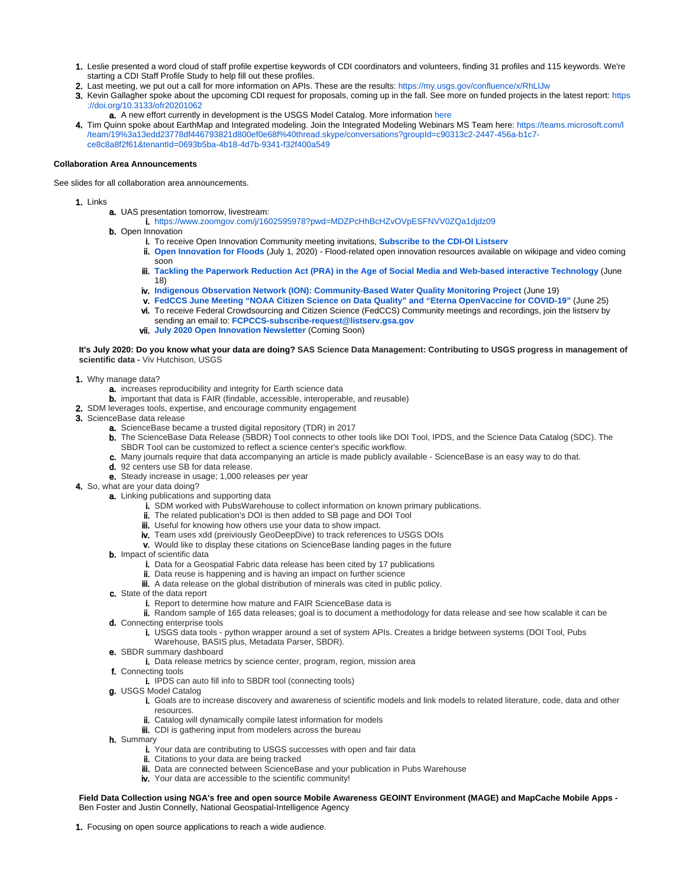1. Leslie presented a word cloud of staff profile expertise keywords of CDI coordinators and volunteers, finding 31 profiles and 115 keywords. We're starting a CDI Staff Profile Study to help fill out these profiles.
2. Last meeting, we put out a call for more information on APIs. These are the results: https://my.usgs.gov/confluence/x/RhLlJw
3. Kevin Gallagher spoke about the upcoming CDI request for proposals, coming up in the fall. See more on funded projects in the latest report: https://doi.org/10.3133/ofr20201062
   a. A new effort currently in development is the USGS Model Catalog. More information here
4. Tim Quinn spoke about EarthMap and Integrated modeling. Join the Integrated Modeling Webinars MS Team here: https://teams.microsoft.com/l/team/19%3a13edd23778df446793821d800ef0e68f%40thread.skype/conversations?groupId=c90313c2-2447-456a-b1c7-ce8c8a8f2f61&tenantId=0693b5ba-4b18-4d7b-9341-f32f400a549

**Collaboration Area Announcements**

See slides for all collaboration area announcements.

1. Links
   a. UAS presentation tomorrow, livestream:
      i. https://www.zoomgov.com/j/1602595978?pwd=MDZPcHhBcHZvOVpESFNVV0ZQa1djdz09
   b. Open Innovation
      i. To receive Open Innovation Community meeting invitations, **Subscribe to the CDI-OI Listserv**
      ii. **Open Innovation for Floods** (July 1, 2020) - Flood-related open innovation resources available on wikipage and video coming soon
      iii. **Tackling the Paperwork Reduction Act (PRA) in the Age of Social Media and Web-based interactive Technology** (June 18)
      iv. **Indigenous Observation Network (ION): Community-Based Water Quality Monitoring Project** (June 19)
      v. **FedCCS June Meeting "NOAA Citizen Science on Data Quality" and "Eterna OpenVaccine for COVID-19"** (June 25)
      vi. To receive Federal Crowdsourcing and Citizen Science (FedCCS) Community meetings and recordings, join the listserv by sending an email to: **FCPCCS-subscribe-request@listserv.gsa.gov**
      vii. **July 2020 Open Innovation Newsletter** (Coming Soon)

**It's July 2020: Do you know what your data are doing? SAS Science Data Management: Contributing to USGS progress in management of scientific data -** Viv Hutchison, USGS

1. Why manage data?
   a. increases reproducibility and integrity for Earth science data
   b. important that data is FAIR (findable, accessible, interoperable, and reusable)
2. SDM leverages tools, expertise, and encourage community engagement
3. ScienceBase data release
   a. ScienceBase became a trusted digital repository (TDR) in 2017
   b. The ScienceBase Data Release (SBDR) Tool connects to other tools like DOI Tool, IPDS, and the Science Data Catalog (SDC). The SBDR Tool can be customized to reflect a science center's specific workflow.
   c. Many journals require that data accompanying an article is made publicly available - ScienceBase is an easy way to do that.
   d. 92 centers use SB for data release.
   e. Steady increase in usage; 1,000 releases per year
4. So, what are your data doing?
   a. Linking publications and supporting data
      i. SDM worked with PubsWarehouse to collect information on known primary publications.
      ii. The related publication's DOI is then added to SB page and DOI Tool
      iii. Useful for knowing how others use your data to show impact.
      iv. Team uses xdd (preiviously GeoDeepDive) to track references to USGS DOIs
      v. Would like to display these citations on ScienceBase landing pages in the future
   b. Impact of scientific data
      i. Data for a Geospatial Fabric data release has been cited by 17 publications
      ii. Data reuse is happening and is having an impact on further science
      iii. A data release on the global distribution of minerals was cited in public policy.
   c. State of the data report
      i. Report to determine how mature and FAIR ScienceBase data is
      ii. Random sample of 165 data releases; goal is to document a methodology for data release and see how scalable it can be
   d. Connecting enterprise tools
      i. USGS data tools - python wrapper around a set of system APIs. Creates a bridge between systems (DOI Tool, Pubs Warehouse, BASIS plus, Metadata Parser, SBDR).
   e. SBDR summary dashboard
      i. Data release metrics by science center, program, region, mission area
   f. Connecting tools
      i. IPDS can auto fill info to SBDR tool (connecting tools)
   g. USGS Model Catalog
      i. Goals are to increase discovery and awareness of scientific models and link models to related literature, code, data and other resources.
      ii. Catalog will dynamically compile latest information for models
      iii. CDI is gathering input from modelers across the bureau
   h. Summary
      i. Your data are contributing to USGS successes with open and fair data
      ii. Citations to your data are being tracked
      iii. Data are connected between ScienceBase and your publication in Pubs Warehouse
      iv. Your data are accessible to the scientific community!

**Field Data Collection using NGA's free and open source Mobile Awareness GEOINT Environment (MAGE) and MapCache Mobile Apps -** Ben Foster and Justin Connelly, National Geospatial-Intelligence Agency

1. Focusing on open source applications to reach a wide audience.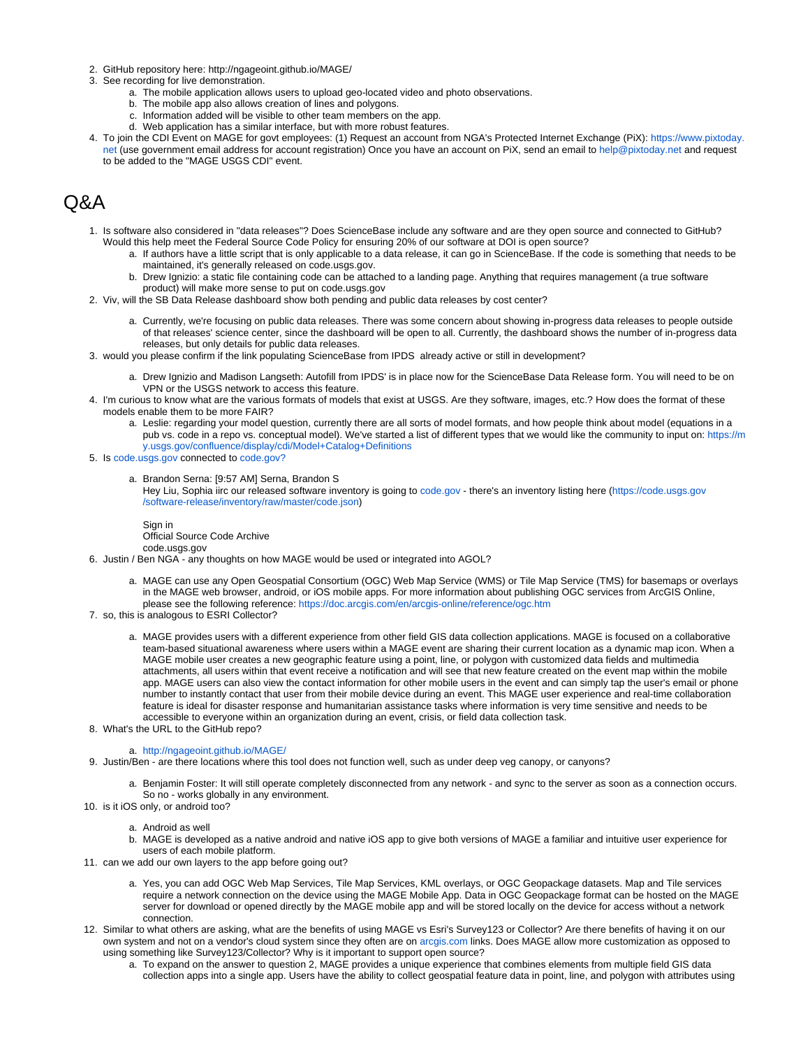2. GitHub repository here: http://ngageoint.github.io/MAGE/
3. See recording for live demonstration.
    a. The mobile application allows users to upload geo-located video and photo observations.
    b. The mobile app also allows creation of lines and polygons.
    c. Information added will be visible to other team members on the app.
    d. Web application has a similar interface, but with more robust features.
4. To join the CDI Event on MAGE for govt employees: (1) Request an account from NGA's Protected Internet Exchange (PiX): https://www.pixtoday.net (use government email address for account registration) Once you have an account on PiX, send an email to help@pixtoday.net and request to be added to the "MAGE USGS CDI" event.

# Q&A

1. Is software also considered in "data releases"? Does ScienceBase include any software and are they open source and connected to GitHub? Would this help meet the Federal Source Code Policy for ensuring 20% of our software at DOI is open source?
    a. If authors have a little script that is only applicable to a data release, it can go in ScienceBase. If the code is something that needs to be maintained, it's generally released on code.usgs.gov.
    b. Drew Ignizio: a static file containing code can be attached to a landing page. Anything that requires management (a true software product) will make more sense to put on code.usgs.gov
2. Viv, will the SB Data Release dashboard show both pending and public data releases by cost center?
    a. Currently, we're focusing on public data releases. There was some concern about showing in-progress data releases to people outside of that releases' science center, since the dashboard will be open to all. Currently, the dashboard shows the number of in-progress data releases, but only details for public data releases.
3. would you please confirm if the link populating ScienceBase from IPDS already active or still in development?
    a. Drew Ignizio and Madison Langseth: Autofill from IPDS' is in place now for the ScienceBase Data Release form. You will need to be on VPN or the USGS network to access this feature.
4. I'm curious to know what are the various formats of models that exist at USGS. Are they software, images, etc.? How does the format of these models enable them to be more FAIR?
    a. Leslie: regarding your model question, currently there are all sorts of model formats, and how people think about model (equations in a pub vs. code in a repo vs. conceptual model). We've started a list of different types that we would like the community to input on: https://my.usgs.gov/confluence/display/cdi/Model+Catalog+Definitions
5. Is code.usgs.gov connected to code.gov?
    a. Brandon Serna: [9:57 AM] Serna, Brandon S
       Hey Liu, Sophia iirc our released software inventory is going to code.gov - there's an inventory listing here (https://code.usgs.gov/software-release/inventory/raw/master/code.json)

       Sign in
       Official Source Code Archive
       code.usgs.gov
6. Justin / Ben NGA - any thoughts on how MAGE would be used or integrated into AGOL?
    a. MAGE can use any Open Geospatial Consortium (OGC) Web Map Service (WMS) or Tile Map Service (TMS) for basemaps or overlays in the MAGE web browser, android, or iOS mobile apps. For more information about publishing OGC services from ArcGIS Online, please see the following reference: https://doc.arcgis.com/en/arcgis-online/reference/ogc.htm
7. so, this is analogous to ESRI Collector?
    a. MAGE provides users with a different experience from other field GIS data collection applications. MAGE is focused on a collaborative team-based situational awareness where users within a MAGE event are sharing their current location as a dynamic map icon. When a MAGE mobile user creates a new geographic feature using a point, line, or polygon with customized data fields and multimedia attachments, all users within that event receive a notification and will see that new feature created on the event map within the mobile app. MAGE users can also view the contact information for other mobile users in the event and can simply tap the user's email or phone number to instantly contact that user from their mobile device during an event. This MAGE user experience and real-time collaboration feature is ideal for disaster response and humanitarian assistance tasks where information is very time sensitive and needs to be accessible to everyone within an organization during an event, crisis, or field data collection task.
8. What's the URL to the GitHub repo?
    a. http://ngageoint.github.io/MAGE/
9. Justin/Ben - are there locations where this tool does not function well, such as under deep veg canopy, or canyons?
    a. Benjamin Foster: It will still operate completely disconnected from any network - and sync to the server as soon as a connection occurs. So no - works globally in any environment.
10. is it iOS only, or android too?
    a. Android as well
    b. MAGE is developed as a native android and native iOS app to give both versions of MAGE a familiar and intuitive user experience for users of each mobile platform.
11. can we add our own layers to the app before going out?
    a. Yes, you can add OGC Web Map Services, Tile Map Services, KML overlays, or OGC Geopackage datasets. Map and Tile services require a network connection on the device using the MAGE Mobile App. Data in OGC Geopackage format can be hosted on the MAGE server for download or opened directly by the MAGE mobile app and will be stored locally on the device for access without a network connection.
12. Similar to what others are asking, what are the benefits of using MAGE vs Esri's Survey123 or Collector? Are there benefits of having it on our own system and not on a vendor's cloud system since they often are on arcgis.com links. Does MAGE allow more customization as opposed to using something like Survey123/Collector? Why is it important to support open source?
    a. To expand on the answer to question 2, MAGE provides a unique experience that combines elements from multiple field GIS data collection apps into a single app. Users have the ability to collect geospatial feature data in point, line, and polygon with attributes using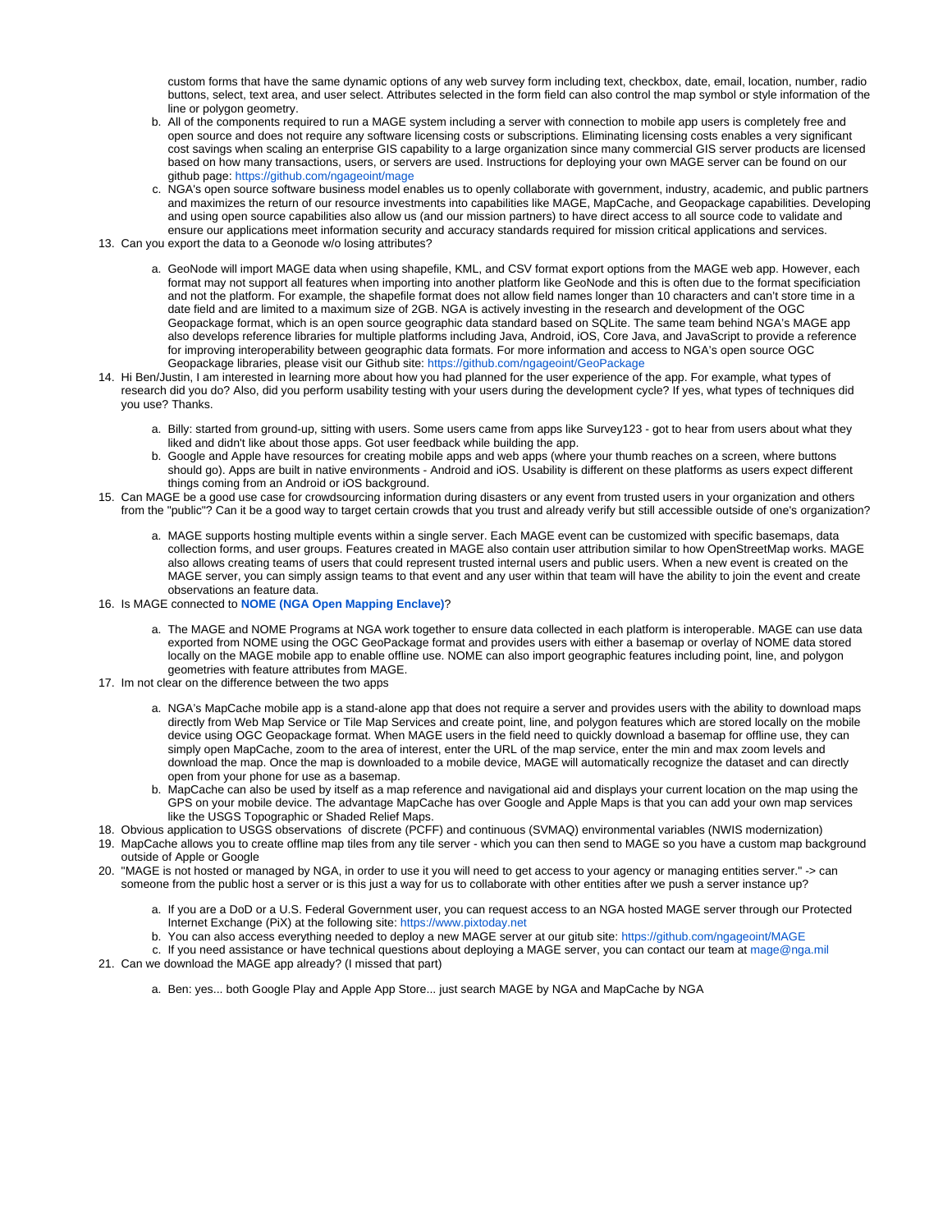custom forms that have the same dynamic options of any web survey form including text, checkbox, date, email, location, number, radio buttons, select, text area, and user select. Attributes selected in the form field can also control the map symbol or style information of the line or polygon geometry.

   b. All of the components required to run a MAGE system including a server with connection to mobile app users is completely free and open source and does not require any software licensing costs or subscriptions. Eliminating licensing costs enables a very significant cost savings when scaling an enterprise GIS capability to a large organization since many commercial GIS server products are licensed based on how many transactions, users, or servers are used. Instructions for deploying your own MAGE server can be found on our github page: https://github.com/ngageoint/mage
   c. NGA's open source software business model enables us to openly collaborate with government, industry, academic, and public partners and maximizes the return of our resource investments into capabilities like MAGE, MapCache, and Geopackage capabilities. Developing and using open source capabilities also allow us (and our mission partners) to have direct access to all source code to validate and ensure our applications meet information security and accuracy standards required for mission critical applications and services.

13. Can you export the data to a Geonode w/o losing attributes?
    a. GeoNode will import MAGE data when using shapefile, KML, and CSV format export options from the MAGE web app. However, each format may not support all features when importing into another platform like GeoNode and this is often due to the format specificiation and not the platform. For example, the shapefile format does not allow field names longer than 10 characters and can't store time in a date field and are limited to a maximum size of 2GB. NGA is actively investing in the research and development of the OGC Geopackage format, which is an open source geographic data standard based on SQLite. The same team behind NGA's MAGE app also develops reference libraries for multiple platforms including Java, Android, iOS, Core Java, and JavaScript to provide a reference for improving interoperability between geographic data formats. For more information and access to NGA's open source OGC Geopackage libraries, please visit our Github site: https://github.com/ngageoint/GeoPackage
14. Hi Ben/Justin, I am interested in learning more about how you had planned for the user experience of the app. For example, what types of research did you do? Also, did you perform usability testing with your users during the development cycle? If yes, what types of techniques did you use? Thanks.
    a. Billy: started from ground-up, sitting with users. Some users came from apps like Survey123 - got to hear from users about what they liked and didn't like about those apps. Got user feedback while building the app.
    b. Google and Apple have resources for creating mobile apps and web apps (where your thumb reaches on a screen, where buttons should go). Apps are built in native environments - Android and iOS. Usability is different on these platforms as users expect different things coming from an Android or iOS background.
15. Can MAGE be a good use case for crowdsourcing information during disasters or any event from trusted users in your organization and others from the "public"? Can it be a good way to target certain crowds that you trust and already verify but still accessible outside of one's organization?
    a. MAGE supports hosting multiple events within a single server. Each MAGE event can be customized with specific basemaps, data collection forms, and user groups. Features created in MAGE also contain user attribution similar to how OpenStreetMap works. MAGE also allows creating teams of users that could represent trusted internal users and public users. When a new event is created on the MAGE server, you can simply assign teams to that event and any user within that team will have the ability to join the event and create observations an feature data.
16. Is MAGE connected to **NOME (NGA Open Mapping Enclave)**?
    a. The MAGE and NOME Programs at NGA work together to ensure data collected in each platform is interoperable. MAGE can use data exported from NOME using the OGC GeoPackage format and provides users with either a basemap or overlay of NOME data stored locally on the MAGE mobile app to enable offline use. NOME can also import geographic features including point, line, and polygon geometries with feature attributes from MAGE.
17. Im not clear on the difference between the two apps
    a. NGA's MapCache mobile app is a stand-alone app that does not require a server and provides users with the ability to download maps directly from Web Map Service or Tile Map Services and create point, line, and polygon features which are stored locally on the mobile device using OGC Geopackage format. When MAGE users in the field need to quickly download a basemap for offline use, they can simply open MapCache, zoom to the area of interest, enter the URL of the map service, enter the min and max zoom levels and download the map. Once the map is downloaded to a mobile device, MAGE will automatically recognize the dataset and can directly open from your phone for use as a basemap.
    b. MapCache can also be used by itself as a map reference and navigational aid and displays your current location on the map using the GPS on your mobile device. The advantage MapCache has over Google and Apple Maps is that you can add your own map services like the USGS Topographic or Shaded Relief Maps.
18. Obvious application to USGS observations of discrete (PCFF) and continuous (SVMAQ) environmental variables (NWIS modernization)
19. MapCache allows you to create offline map tiles from any tile server - which you can then send to MAGE so you have a custom map background outside of Apple or Google
20. "MAGE is not hosted or managed by NGA, in order to use it you will need to get access to your agency or managing entities server." -> can someone from the public host a server or is this just a way for us to collaborate with other entities after we push a server instance up?
    a. If you are a DoD or a U.S. Federal Government user, you can request access to an NGA hosted MAGE server through our Protected Internet Exchange (PiX) at the following site: https://www.pixtoday.net
    b. You can also access everything needed to deploy a new MAGE server at our gitub site: https://github.com/ngageoint/MAGE
    c. If you need assistance or have technical questions about deploying a MAGE server, you can contact our team at mage@nga.mil
21. Can we download the MAGE app already? (I missed that part)
    a. Ben: yes... both Google Play and Apple App Store... just search MAGE by NGA and MapCache by NGA